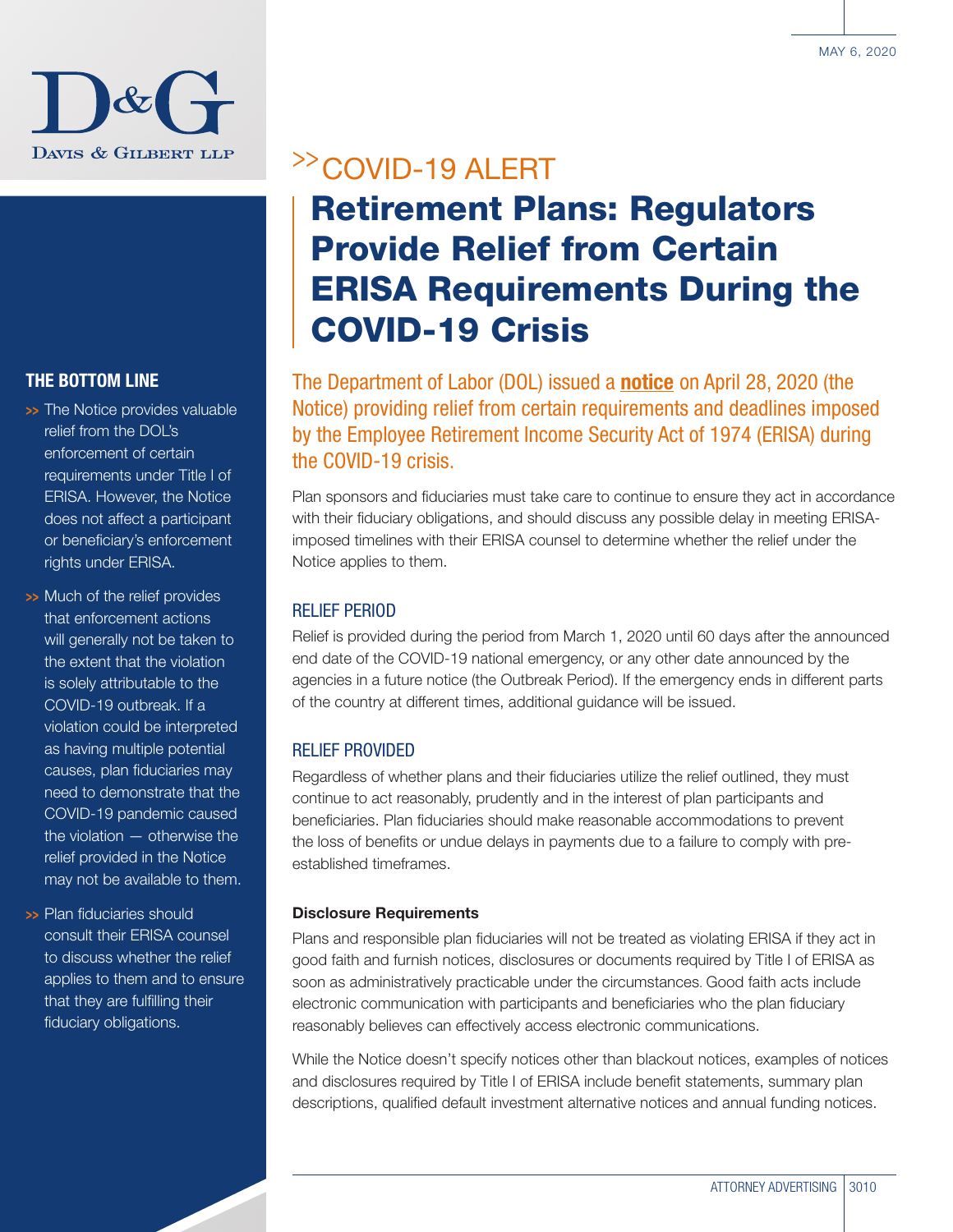MAY 6, 2020

DAVIS & GILBERT LLP

>> COVID-19 ALERT

# Retirement Plans: Regulators Provide Relief from Certain ERISA Requirements During the COVID-19 Crisis

The Department of Labor (DOL) issued a **notice** on April 28, 2020 (the Notice) providing relief from certain requirements and deadlines imposed by the Employee Retirement Income Security Act of 1974 (ERISA) during the COVID-19 crisis.

Plan sponsors and fiduciaries must take care to continue to ensure they act in accordance with their fiduciary obligations, and should discuss any possible delay in meeting ERISA-imposed timelines with their ERISA counsel to determine whether the relief under the Notice applies to them.

## RELIEF PERIOD

Relief is provided during the period from March 1, 2020 until 60 days after the announced end date of the COVID-19 national emergency, or any other date announced by the agencies in a future notice (the Outbreak Period). If the emergency ends in different parts of the country at different times, additional guidance will be issued.

## RELIEF PROVIDED

Regardless of whether plans and their fiduciaries utilize the relief outlined, they must continue to act reasonably, prudently and in the interest of plan participants and beneficiaries. Plan fiduciaries should make reasonable accommodations to prevent the loss of benefits or undue delays in payments due to a failure to comply with pre-established timeframes.

### Disclosure Requirements

Plans and responsible plan fiduciaries will not be treated as violating ERISA if they act in good faith and furnish notices, disclosures or documents required by Title I of ERISA as soon as administratively practicable under the circumstances. Good faith acts include electronic communication with participants and beneficiaries who the plan fiduciary reasonably believes can effectively access electronic communications.

While the Notice doesn't specify notices other than blackout notices, examples of notices and disclosures required by Title I of ERISA include benefit statements, summary plan descriptions, qualified default investment alternative notices and annual funding notices.

## THE BOTTOM LINE

- The Notice provides valuable relief from the DOL's enforcement of certain requirements under Title I of ERISA. However, the Notice does not affect a participant or beneficiary's enforcement rights under ERISA.
- Much of the relief provides that enforcement actions will generally not be taken to the extent that the violation is solely attributable to the COVID-19 outbreak. If a violation could be interpreted as having multiple potential causes, plan fiduciaries may need to demonstrate that the COVID-19 pandemic caused the violation — otherwise the relief provided in the Notice may not be available to them.
- Plan fiduciaries should consult their ERISA counsel to discuss whether the relief applies to them and to ensure that they are fulfilling their fiduciary obligations.

ATTORNEY ADVERTISING | 3010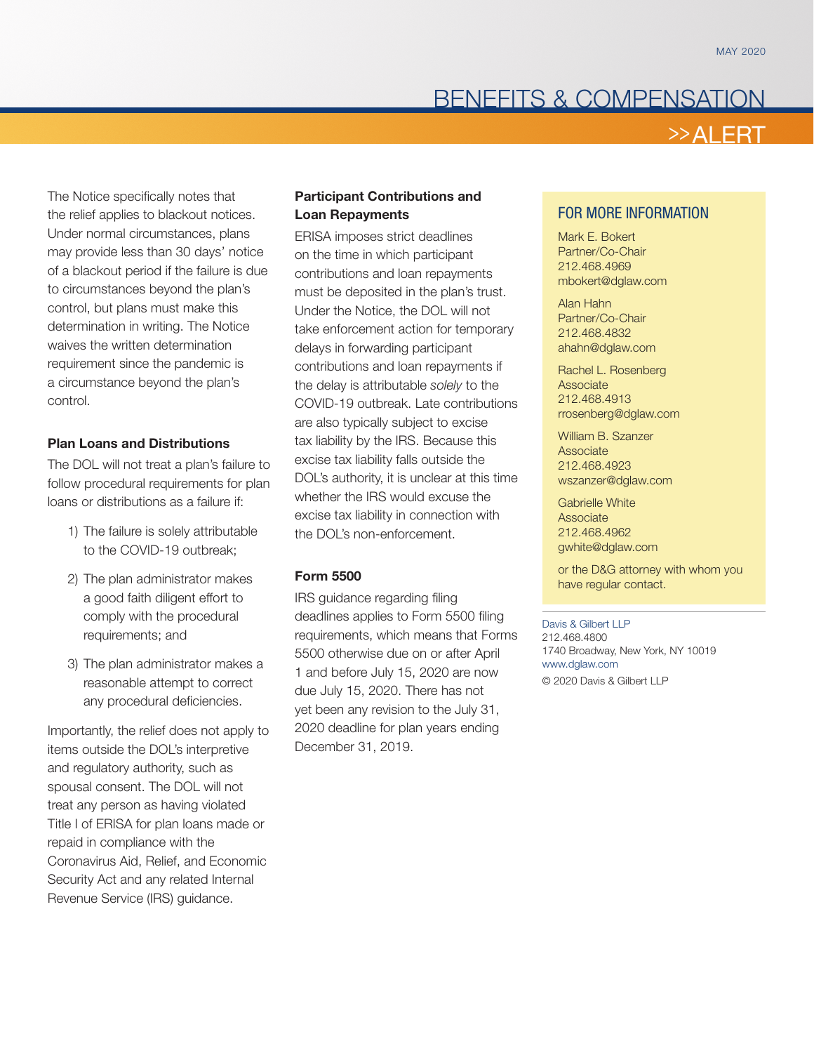The Notice specifically notes that the relief applies to blackout notices. Under normal circumstances, plans may provide less than 30 days' notice of a blackout period if the failure is due to circumstances beyond the plan's control, but plans must make this determination in writing. The Notice waives the written determination requirement since the pandemic is a circumstance beyond the plan's control.

**Plan Loans and Distributions**

The DOL will not treat a plan's failure to follow procedural requirements for plan loans or distributions as a failure if:

1) The failure is solely attributable to the COVID-19 outbreak;
2) The plan administrator makes a good faith diligent effort to comply with the procedural requirements; and
3) The plan administrator makes a reasonable attempt to correct any procedural deficiencies.

Importantly, the relief does not apply to items outside the DOL's interpretive and regulatory authority, such as spousal consent. The DOL will not treat any person as having violated Title I of ERISA for plan loans made or repaid in compliance with the Coronavirus Aid, Relief, and Economic Security Act and any related Internal Revenue Service (IRS) guidance.

**Participant Contributions and Loan Repayments**

ERISA imposes strict deadlines on the time in which participant contributions and loan repayments must be deposited in the plan's trust. Under the Notice, the DOL will not take enforcement action for temporary delays in forwarding participant contributions and loan repayments if the delay is attributable *solely* to the COVID-19 outbreak. Late contributions are also typically subject to excise tax liability by the IRS. Because this excise tax liability falls outside the DOL's authority, it is unclear at this time whether the IRS would excuse the excise tax liability in connection with the DOL's non-enforcement.

**Form 5500**

IRS guidance regarding filing deadlines applies to Form 5500 filing requirements, which means that Forms 5500 otherwise due on or after April 1 and before July 15, 2020 are now due July 15, 2020. There has not yet been any revision to the July 31, 2020 deadline for plan years ending December 31, 2019.

## FOR MORE INFORMATION

Mark E. Bokert
Partner/Co-Chair
212.468.4969
mbokert@dglaw.com

Alan Hahn
Partner/Co-Chair
212.468.4832
ahahn@dglaw.com

Rachel L. Rosenberg
Associate
212.468.4913
rrosenberg@dglaw.com

William B. Szanzer
Associate
212.468.4923
wszanzer@dglaw.com

Gabrielle White
Associate
212.468.4962
gwhite@dglaw.com

or the D&G attorney with whom you have regular contact.

Davis & Gilbert LLP
212.468.4800
1740 Broadway, New York, NY 10019
www.dglaw.com

© 2020 Davis & Gilbert LLP